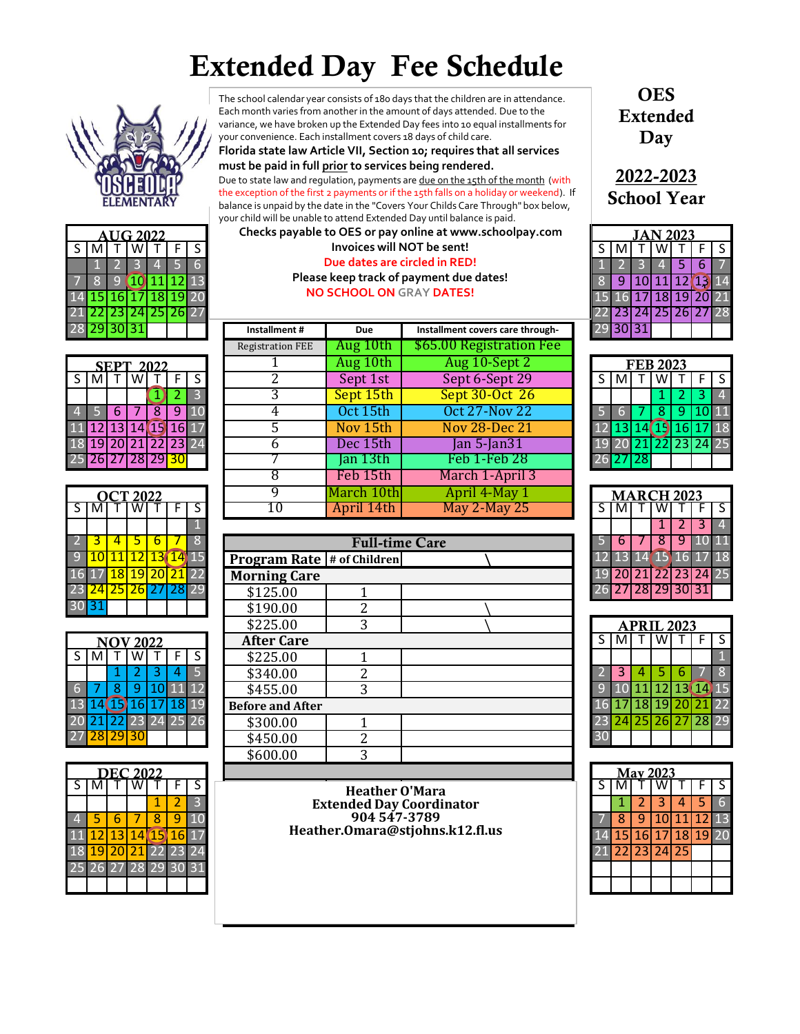# Extended Day Fee Schedule

**OES Extended Day**

**2022-2023 School Year**

The school calendar year consists of 180 days that the children are in attendance. Each month varies from another in the amount of days attended. Due to the variance, we have broken up the Extended Day fees into 10 equal installments for your convenience. Each installment covers 18 days of child care.

**Florida state law Article VII, Section 10; requires that all services must be paid in full prior to services being rendered.**

Due to state law and regulation, payments are due on the 15th of the month (with the exception of the first 2 payments or if the 15th falls on a holiday or weekend). If balance is unpaid by the date in the "Covers Your Childs Care Through" box below, your child will be unable to attend Extended Day until balance is paid.

**Checks payable to OES or pay online at www.schoolpay.com**

**Invoices will NOT be sent!**

**Due dates are circled in RED!**

**Please keep track of payment due dates!**

**NO SCHOOL ON GRAY DATES!**

| Installment # | Due | Installment covers care through- |
|---|---|---|
| Registration FEE | Aug 10th | $65.00 Registration Fee |
| 1 | Aug 10th | Aug 10-Sept 2 |
| 2 | Sept 1st | Sept 6-Sept 29 |
| 3 | Sept 15th | Sept 30-Oct 26 |
| 4 | Oct 15th | Oct 27-Nov 22 |
| 5 | Nov 15th | Nov 28-Dec 21 |
| 6 | Dec 15th | Jan 5-Jan31 |
| 7 | Jan 13th | Feb 1-Feb 28 |
| 8 | Feb 15th | March 1-April 3 |
| 9 | March 10th | April 4-May 1 |
| 10 | April 14th | May 2-May 25 |

| Full-time Care | | |
|---|---|---|
| **Program Rate** | **# of Children** | |
| **Morning Care** | | |
| $125.00 | 1 | |
| $190.00 | 2 | |
| $225.00 | 3 | |
| **After Care** | | |
| $225.00 | 1 | |
| $340.00 | 2 | |
| $455.00 | 3 | |
| **Before and After** | | |
| $300.00 | 1 | |
| $450.00 | 2 | |
| $600.00 | 3 | |

**Heather O'Mara**
**Extended Day Coordinator**
**904 547-3789**
**Heather.Omara@stjohns.k12.fl.us**

### AUG 2022

| S | M | T | W | T | F | S |
|---|---|---|---|---|---|---|
| | 1 | 2 | 3 | 4 | 5 | 6 |
| 7 | 8 | 9 | 10 | 11 | 12 | 13 |
| 14 | 15 | 16 | 17 | 18 | 19 | 20 |
| 21 | 22 | 23 | 24 | 25 | 26 | 27 |
| 28 | 29 | 30 | 31 | | | |

### SEPT 2022

| S | M | T | W | T | F | S |
|---|---|---|---|---|---|---|
| | | | | 1 | 2 | 3 |
| 4 | 5 | 6 | 7 | 8 | 9 | 10 |
| 11 | 12 | 13 | 14 | 15 | 16 | 17 |
| 18 | 19 | 20 | 21 | 22 | 23 | 24 |
| 25 | 26 | 27 | 28 | 29 | 30 | |

### OCT 2022

| S | M | T | W | T | F | S |
|---|---|---|---|---|---|---|
| | | | | | | 1 |
| 2 | 3 | 4 | 5 | 6 | 7 | 8 |
| 9 | 10 | 11 | 12 | 13 | 14 | 15 |
| 16 | 17 | 18 | 19 | 20 | 21 | 22 |
| 23 | 24 | 25 | 26 | 27 | 28 | 29 |
| 30 | 31 | | | | | |

### NOV 2022

| S | M | T | W | T | F | S |
|---|---|---|---|---|---|---|
| | | 1 | 2 | 3 | 4 | 5 |
| 6 | 7 | 8 | 9 | 10 | 11 | 12 |
| 13 | 14 | 15 | 16 | 17 | 18 | 19 |
| 20 | 21 | 22 | 23 | 24 | 25 | 26 |
| 27 | 28 | 29 | 30 | | | |

### DEC 2022

| S | M | T | W | T | F | S |
|---|---|---|---|---|---|---|
| | | | | 1 | 2 | 3 |
| 4 | 5 | 6 | 7 | 8 | 9 | 10 |
| 11 | 12 | 13 | 14 | 15 | 16 | 17 |
| 18 | 19 | 20 | 21 | 22 | 23 | 24 |
| 25 | 26 | 27 | 28 | 29 | 30 | 31 |

### JAN 2023

| S | M | T | W | T | F | S |
|---|---|---|---|---|---|---|
| 1 | 2 | 3 | 4 | 5 | 6 | 7 |
| 8 | 9 | 10 | 11 | 12 | 13 | 14 |
| 15 | 16 | 17 | 18 | 19 | 20 | 21 |
| 22 | 23 | 24 | 25 | 26 | 27 | 28 |
| 29 | 30 | 31 | | | | |

### FEB 2023

| S | M | T | W | T | F | S |
|---|---|---|---|---|---|---|
| | | | 1 | 2 | 3 | 4 |
| 5 | 6 | 7 | 8 | 9 | 10 | 11 |
| 12 | 13 | 14 | 15 | 16 | 17 | 18 |
| 19 | 20 | 21 | 22 | 23 | 24 | 25 |
| 26 | 27 | 28 | | | | |

### MARCH 2023

| S | M | T | W | T | F | S |
|---|---|---|---|---|---|---|
| | | | 1 | 2 | 3 | 4 |
| 5 | 6 | 7 | 8 | 9 | 10 | 11 |
| 12 | 13 | 14 | 15 | 16 | 17 | 18 |
| 19 | 20 | 21 | 22 | 23 | 24 | 25 |
| 26 | 27 | 28 | 29 | 30 | 31 | |

### APRIL 2023

| S | M | T | W | T | F | S |
|---|---|---|---|---|---|---|
| | | | | | | 1 |
| 2 | 3 | 4 | 5 | 6 | 7 | 8 |
| 9 | 10 | 11 | 12 | 13 | 14 | 15 |
| 16 | 17 | 18 | 19 | 20 | 21 | 22 |
| 23 | 24 | 25 | 26 | 27 | 28 | 29 |
| 30 | | | | | | |

### May 2023

| S | M | T | W | T | F | S |
|---|---|---|---|---|---|---|
| | 1 | 2 | 3 | 4 | 5 | 6 |
| 7 | 8 | 9 | 10 | 11 | 12 | 13 |
| 14 | 15 | 16 | 17 | 18 | 19 | 20 |
| 21 | 22 | 23 | 24 | 25 | | |